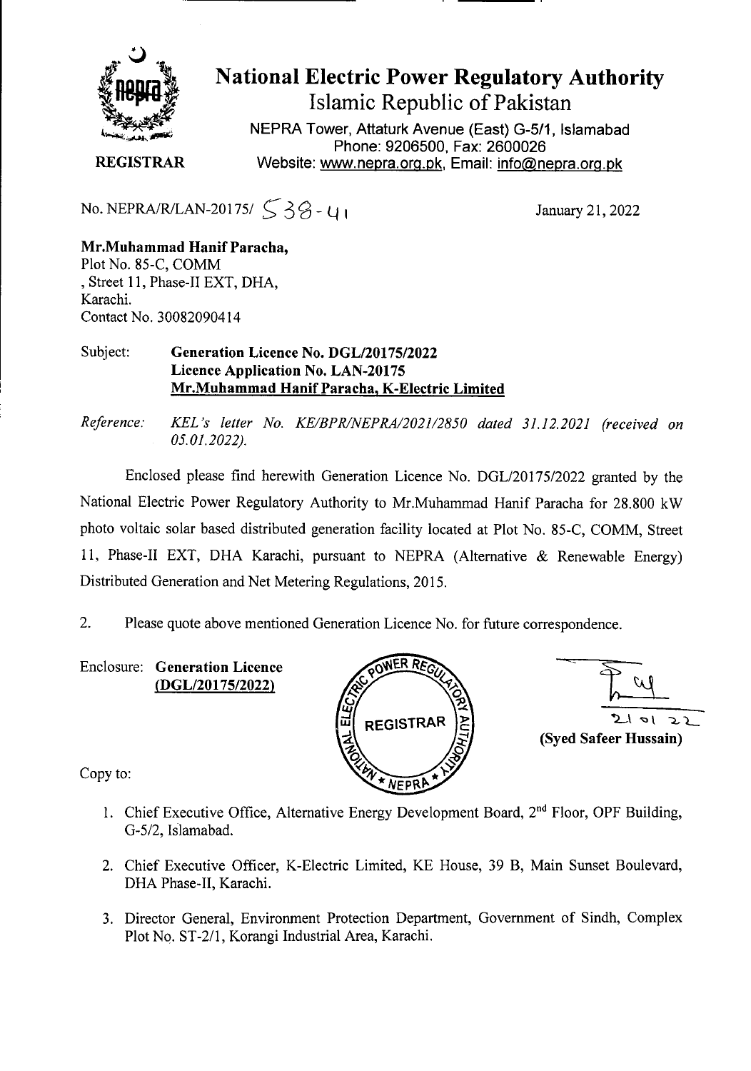# National Electric Power Regulatory Authority

## Islamic Republic of Pakistan

NEPRA Tower, Attaturk Avenue (East) G-5/1, Islamabad
Phone: 9206500, Fax: 2600026
Website: www.nepra.org.pk, Email: info@nepra.org.pk

**REGISTRAR**

No. NEPRA/R/LAN-20175/ 538-41

January 21, 2022

**Mr.Muhammad Hanif Paracha,**
Plot No. 85-C, COMM
, Street 11, Phase-II EXT, DHA,
Karachi.
Contact No. 30082090414

Subject: **Generation Licence No. DGL/20175/2022**
**Licence Application No. LAN-20175**
**Mr.Muhammad Hanif Paracha, K-Electric Limited**

*Reference: KEL's letter No. KE/BPR/NEPRA/2021/2850 dated 31.12.2021 (received on 05.01.2022).*

Enclosed please find herewith Generation Licence No. DGL/20175/2022 granted by the National Electric Power Regulatory Authority to Mr.Muhammad Hanif Paracha for 28.800 kW photo voltaic solar based distributed generation facility located at Plot No. 85-C, COMM, Street 11, Phase-II EXT, DHA Karachi, pursuant to NEPRA (Alternative & Renewable Energy) Distributed Generation and Net Metering Regulations, 2015.

2. Please quote above mentioned Generation Licence No. for future correspondence.

Enclosure: **Generation Licence**
**(DGL/20175/2022)**

21 01 22
**(Syed Safeer Hussain)**

Copy to:

1. Chief Executive Office, Alternative Energy Development Board, 2nd Floor, OPF Building, G-5/2, Islamabad.
2. Chief Executive Officer, K-Electric Limited, KE House, 39 B, Main Sunset Boulevard, DHA Phase-II, Karachi.
3. Director General, Environment Protection Department, Government of Sindh, Complex Plot No. ST-2/1, Korangi Industrial Area, Karachi.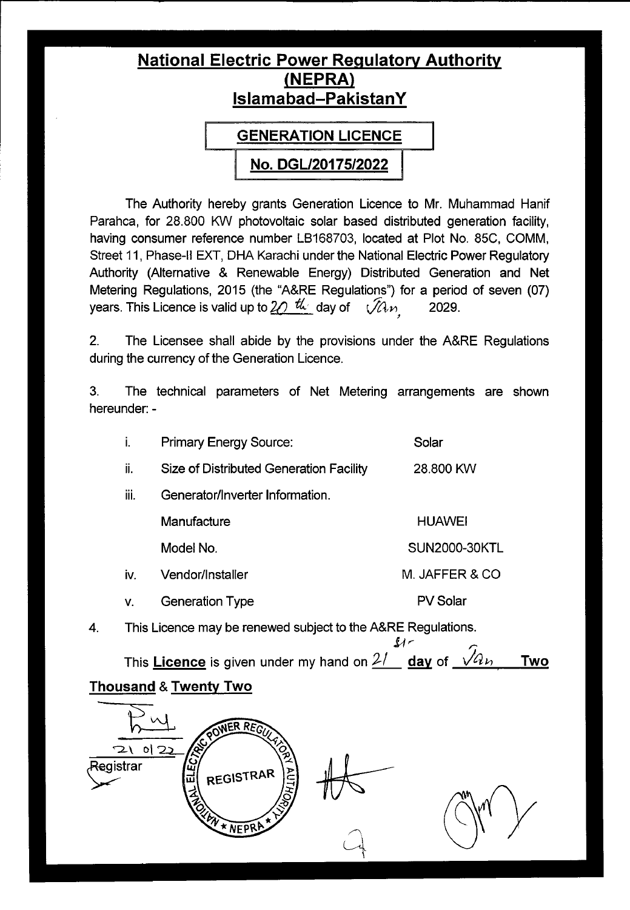# National Electric Power Regulatory Authority (NEPRA) Islamabad–PakistanY

## GENERATION LICENCE

## No. DGL/20175/2022

The Authority hereby grants Generation Licence to Mr. Muhammad Hanif Parahca, for 28.800 KW photovoltaic solar based distributed generation facility, having consumer reference number LB168703, located at Plot No. 85C, COMM, Street 11, Phase-II EXT, DHA Karachi under the National Electric Power Regulatory Authority (Alternative & Renewable Energy) Distributed Generation and Net Metering Regulations, 2015 (the "A&RE Regulations") for a period of seven (07) years. This Licence is valid up to 20 th day of Jan, 2029.

2. The Licensee shall abide by the provisions under the A&RE Regulations during the currency of the Generation Licence.

3. The technical parameters of Net Metering arrangements are shown hereunder: -

| | | |
|---|---|---|
| i. | Primary Energy Source: | Solar |
| ii. | Size of Distributed Generation Facility | 28.800 KW |
| iii. | Generator/Inverter Information. | |
| | Manufacture | HUAWEI |
| | Model No. | SUN2000-30KTL |
| iv. | Vendor/Installer | M. JAFFER & CO |
| v. | Generation Type | PV Solar |

4. This Licence may be renewed subject to the A&RE Regulations.

This **Licence** is given under my hand on 21st **day** of Jan **Two Thousand** & **Twenty Two**

21 01 22
Registrar

REGISTRAR
NATIONAL ELECTRIC POWER REGULATORY AUTHORITY * NEPRA *